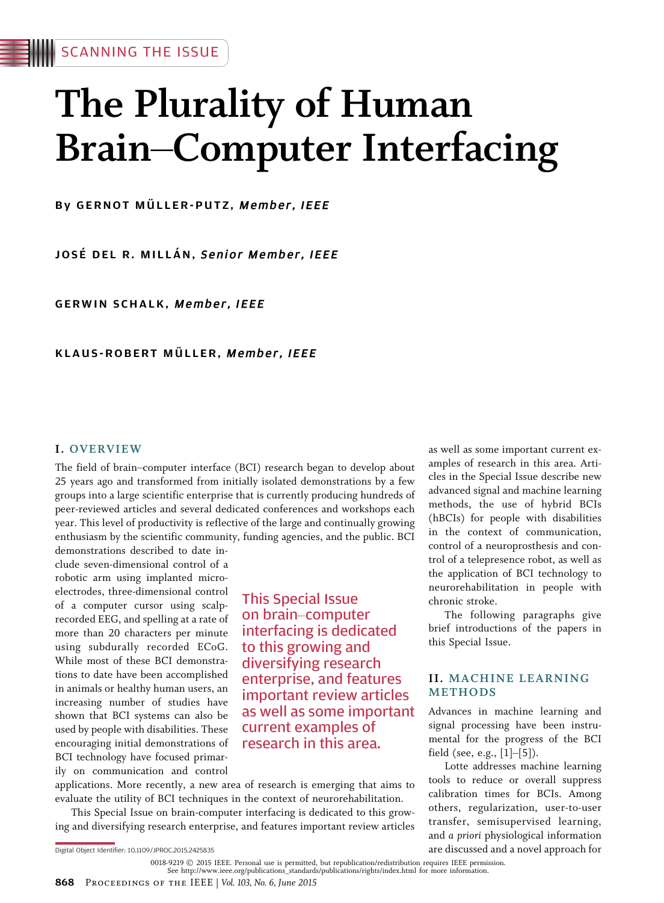SCANNING THE ISSUE

# The Plurality of Human Brain–Computer Interfacing

By GERNOT MÜLLER-PUTZ, *Member, IEEE*

JOSÉ DEL R. MILLÁN, *Senior Member, IEEE*

GERWIN SCHALK, *Member, IEEE*

KLAUS-ROBERT MÜLLER, *Member, IEEE*

## I. OVERVIEW

The field of brain–computer interface (BCI) research began to develop about 25 years ago and transformed from initially isolated demonstrations by a few groups into a large scientific enterprise that is currently producing hundreds of peer-reviewed articles and several dedicated conferences and workshops each year. This level of productivity is reflective of the large and continually growing enthusiasm by the scientific community, funding agencies, and the public. BCI demonstrations described to date include seven-dimensional control of a robotic arm using implanted microelectrodes, three-dimensional control of a computer cursor using scalp-recorded EEG, and spelling at a rate of more than 20 characters per minute using subdurally recorded ECoG. While most of these BCI demonstrations to date have been accomplished in animals or healthy human users, an increasing number of studies have shown that BCI systems can also be used by people with disabilities. These encouraging initial demonstrations of BCI technology have focused primarily on communication and control applications. More recently, a new area of research is emerging that aims to evaluate the utility of BCI techniques in the context of neurorehabilitation.

This Special Issue on brain-computer interfacing is dedicated to this growing and diversifying research enterprise, and features important review articles as well as some important current examples of research in this area. Articles in the Special Issue describe new advanced signal and machine learning methods, the use of hybrid BCIs (hBCIs) for people with disabilities in the context of communication, control of a neuroprosthesis and control of a telepresence robot, as well as the application of BCI technology to neurorehabilitation in people with chronic stroke.

The following paragraphs give brief introductions of the papers in this Special Issue.

## II. MACHINE LEARNING METHODS

Advances in machine learning and signal processing have been instrumental for the progress of the BCI field (see, e.g., [1]–[5]).

Lotte addresses machine learning tools to reduce or overall suppress calibration times for BCIs. Among others, regularization, user-to-user transfer, semisupervised learning, and *a priori* physiological information are discussed and a novel approach for

Digital Object Identifier: 10.1109/JPROC.2015.2425835

0018-9219 © 2015 IEEE. Personal use is permitted, but republication/redistribution requires IEEE permission. See http://www.ieee.org/publications_standards/publications/rights/index.html for more information.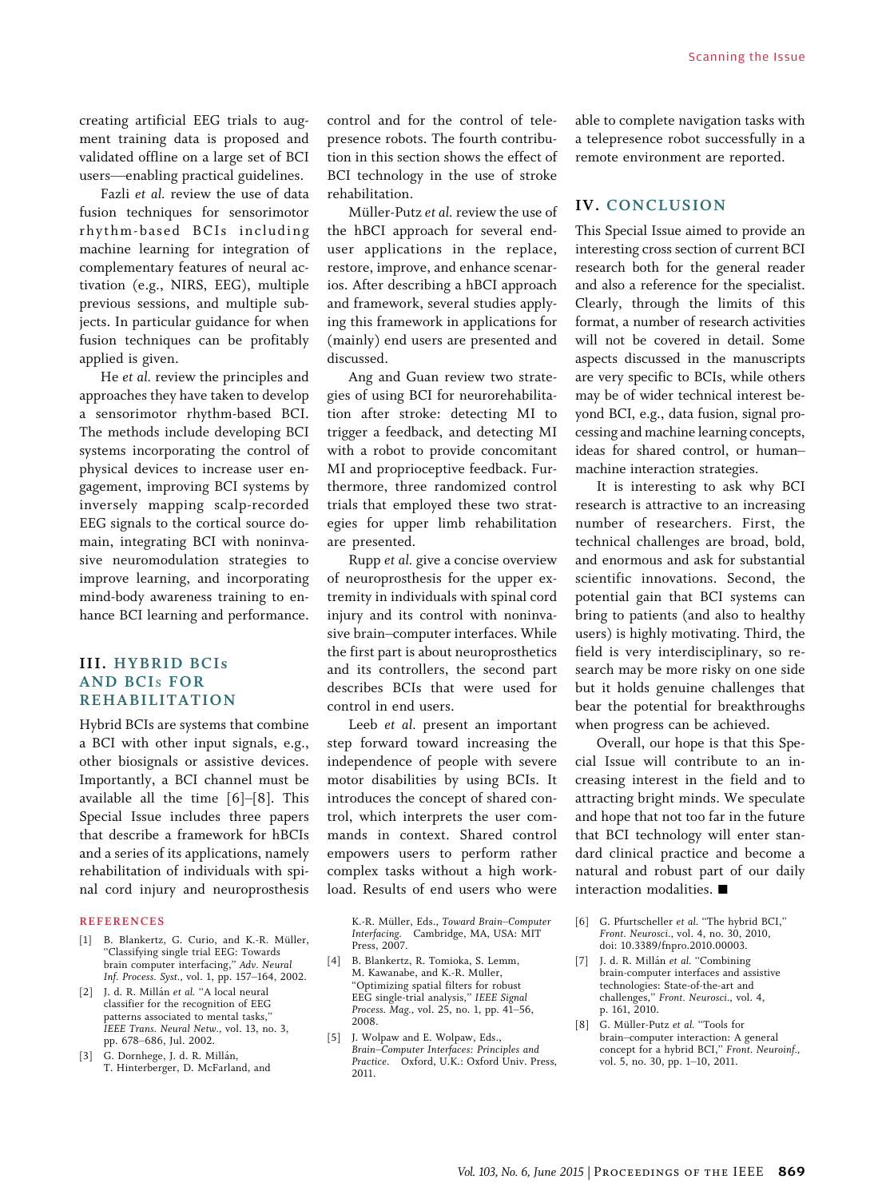creating artificial EEG trials to augment training data is proposed and validated offline on a large set of BCI users—enabling practical guidelines.

Fazli *et al.* review the use of data fusion techniques for sensorimotor rhythm-based BCIs including machine learning for integration of complementary features of neural activation (e.g., NIRS, EEG), multiple previous sessions, and multiple subjects. In particular guidance for when fusion techniques can be profitably applied is given.

He *et al.* review the principles and approaches they have taken to develop a sensorimotor rhythm-based BCI. The methods include developing BCI systems incorporating the control of physical devices to increase user engagement, improving BCI systems by inversely mapping scalp-recorded EEG signals to the cortical source domain, integrating BCI with noninvasive neuromodulation strategies to improve learning, and incorporating mind-body awareness training to enhance BCI learning and performance.

## III. HYBRID BCIs AND BCIs FOR REHABILITATION

Hybrid BCIs are systems that combine a BCI with other input signals, e.g., other biosignals or assistive devices. Importantly, a BCI channel must be available all the time [6]–[8]. This Special Issue includes three papers that describe a framework for hBCIs and a series of its applications, namely rehabilitation of individuals with spinal cord injury and neuroprosthesis control and for the control of telepresence robots. The fourth contribution in this section shows the effect of BCI technology in the use of stroke rehabilitation.

Müller-Putz *et al.* review the use of the hBCI approach for several end-user applications in the replace, restore, improve, and enhance scenarios. After describing a hBCI approach and framework, several studies applying this framework in applications for (mainly) end users are presented and discussed.

Ang and Guan review two strategies of using BCI for neurorehabilitation after stroke: detecting MI to trigger a feedback, and detecting MI with a robot to provide concomitant MI and proprioceptive feedback. Furthermore, three randomized control trials that employed these two strategies for upper limb rehabilitation are presented.

Rupp *et al.* give a concise overview of neuroprosthesis for the upper extremity in individuals with spinal cord injury and its control with noninvasive brain–computer interfaces. While the first part is about neuroprosthetics and its controllers, the second part describes BCIs that were used for control in end users.

Leeb *et al.* present an important step forward toward increasing the independence of people with severe motor disabilities by using BCIs. It introduces the concept of shared control, which interprets the user commands in context. Shared control empowers users to perform rather complex tasks without a high workload. Results of end users who were able to complete navigation tasks with a telepresence robot successfully in a remote environment are reported.

## IV. CONCLUSION

This Special Issue aimed to provide an interesting cross section of current BCI research both for the general reader and also a reference for the specialist. Clearly, through the limits of this format, a number of research activities will not be covered in detail. Some aspects discussed in the manuscripts are very specific to BCIs, while others may be of wider technical interest beyond BCI, e.g., data fusion, signal processing and machine learning concepts, ideas for shared control, or human–machine interaction strategies.

It is interesting to ask why BCI research is attractive to an increasing number of researchers. First, the technical challenges are broad, bold, and enormous and ask for substantial scientific innovations. Second, the potential gain that BCI systems can bring to patients (and also to healthy users) is highly motivating. Third, the field is very interdisciplinary, so research may be more risky on one side but it holds genuine challenges that bear the potential for breakthroughs when progress can be achieved.

Overall, our hope is that this Special Issue will contribute to an increasing interest in the field and to attracting bright minds. We speculate and hope that not too far in the future that BCI technology will enter standard clinical practice and become a natural and robust part of our daily interaction modalities. ■

### REFERENCES

[1] B. Blankertz, G. Curio, and K.-R. Müller, "Classifying single trial EEG: Towards brain computer interfacing," *Adv. Neural Inf. Process. Syst.*, vol. 1, pp. 157–164, 2002.

[2] J. d. R. Millán *et al.* "A local neural classifier for the recognition of EEG patterns associated to mental tasks," *IEEE Trans. Neural Netw.*, vol. 13, no. 3, pp. 678–686, Jul. 2002.

[3] G. Dornhege, J. d. R. Millán, T. Hinterberger, D. McFarland, and K.-R. Müller, Eds., *Toward Brain–Computer Interfacing.* Cambridge, MA, USA: MIT Press, 2007.

[4] B. Blankertz, R. Tomioka, S. Lemm, M. Kawanabe, and K.-R. Müller, "Optimizing spatial filters for robust EEG single-trial analysis," *IEEE Signal Process. Mag.*, vol. 25, no. 1, pp. 41–56, 2008.

[5] J. Wolpaw and E. Wolpaw, Eds., *Brain–Computer Interfaces: Principles and Practice.* Oxford, U.K.: Oxford Univ. Press, 2011.

[6] G. Pfurtscheller *et al.* "The hybrid BCI," *Front. Neurosci.*, vol. 4, no. 30, 2010, doi: 10.3389/fnpro.2010.00003.

[7] J. d. R. Millán *et al.* "Combining brain-computer interfaces and assistive technologies: State-of-the-art and challenges," *Front. Neurosci.*, vol. 4, p. 161, 2010.

[8] G. Müller-Putz *et al.* "Tools for brain–computer interaction: A general concept for a hybrid BCI," *Front. Neuroinf.*, vol. 5, no. 30, pp. 1–10, 2011.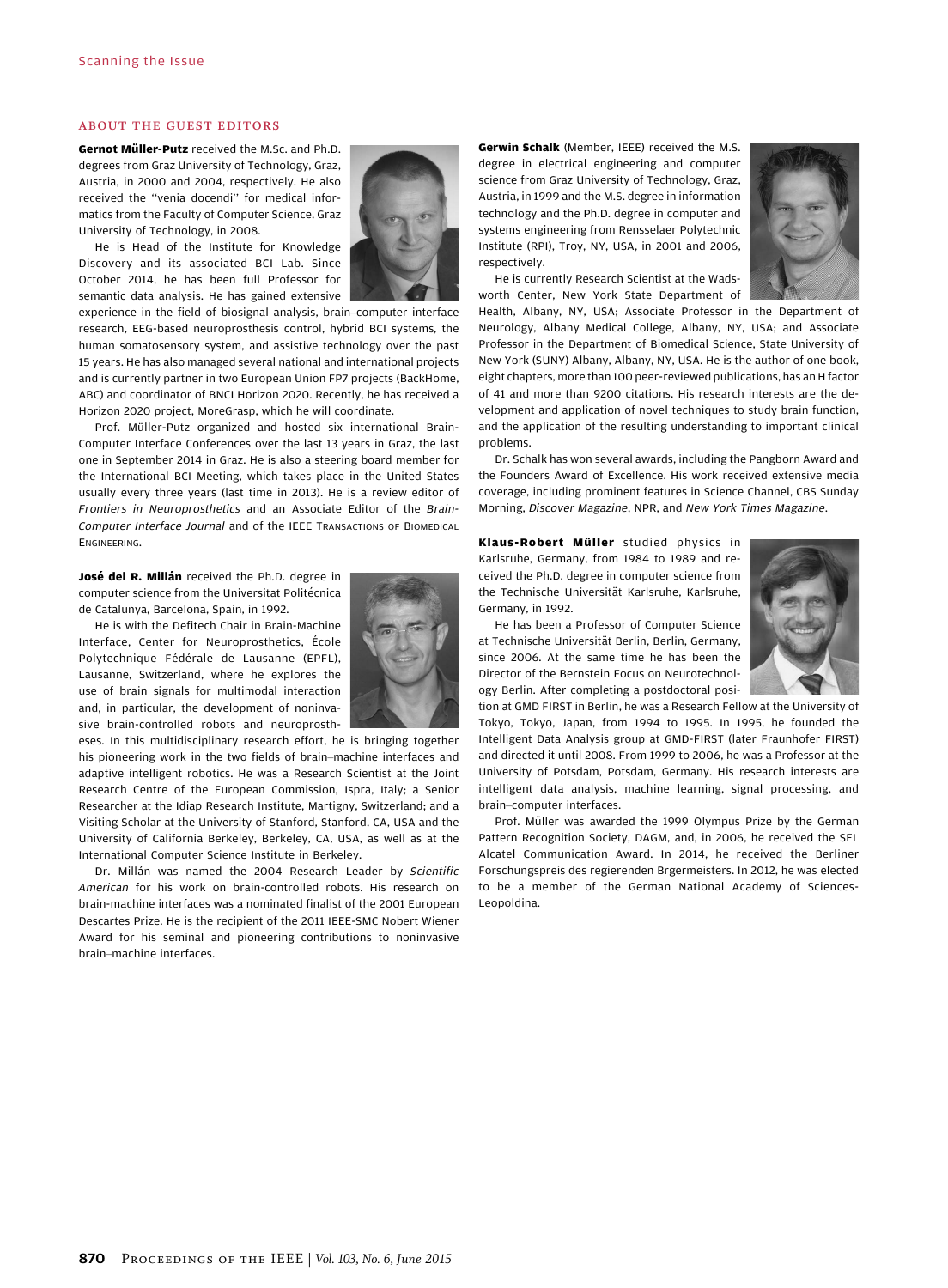## About the Guest Editors

**Gernot Müller-Putz** received the M.Sc. and Ph.D. degrees from Graz University of Technology, Graz, Austria, in 2000 and 2004, respectively. He also received the ''venia docendi'' for medical informatics from the Faculty of Computer Science, Graz University of Technology, in 2008.

He is Head of the Institute for Knowledge Discovery and its associated BCI Lab. Since October 2014, he has been full Professor for semantic data analysis. He has gained extensive experience in the field of biosignal analysis, brain–computer interface research, EEG-based neuroprosthesis control, hybrid BCI systems, the human somatosensory system, and assistive technology over the past 15 years. He has also managed several national and international projects and is currently partner in two European Union FP7 projects (BackHome, ABC) and coordinator of BNCI Horizon 2020. Recently, he has received a Horizon 2020 project, MoreGrasp, which he will coordinate.

Prof. Müller-Putz organized and hosted six international Brain-Computer Interface Conferences over the last 13 years in Graz, the last one in September 2014 in Graz. He is also a steering board member for the International BCI Meeting, which takes place in the United States usually every three years (last time in 2013). He is a review editor of *Frontiers in Neuroprosthetics* and an Associate Editor of the *Brain-Computer Interface Journal* and of the IEEE Transactions of Biomedical Engineering.

**José del R. Millán** received the Ph.D. degree in computer science from the Universitat Politécnica de Catalunya, Barcelona, Spain, in 1992.

He is with the Defitech Chair in Brain-Machine Interface, Center for Neuroprosthetics, École Polytechnique Fédérale de Lausanne (EPFL), Lausanne, Switzerland, where he explores the use of brain signals for multimodal interaction and, in particular, the development of noninvasive brain-controlled robots and neuroprostheses. In this multidisciplinary research effort, he is bringing together his pioneering work in the two fields of brain–machine interfaces and adaptive intelligent robotics. He was a Research Scientist at the Joint Research Centre of the European Commission, Ispra, Italy; a Senior Researcher at the Idiap Research Institute, Martigny, Switzerland; and a Visiting Scholar at the University of Stanford, Stanford, CA, USA and the University of California Berkeley, Berkeley, CA, USA, as well as at the International Computer Science Institute in Berkeley.

Dr. Millán was named the 2004 Research Leader by *Scientific American* for his work on brain-controlled robots. His research on brain-machine interfaces was a nominated finalist of the 2001 European Descartes Prize. He is the recipient of the 2011 IEEE-SMC Nobert Wiener Award for his seminal and pioneering contributions to noninvasive brain–machine interfaces.

**Gerwin Schalk** (Member, IEEE) received the M.S. degree in electrical engineering and computer science from Graz University of Technology, Graz, Austria, in 1999 and the M.S. degree in information technology and the Ph.D. degree in computer and systems engineering from Rensselaer Polytechnic Institute (RPI), Troy, NY, USA, in 2001 and 2006, respectively.

He is currently Research Scientist at the Wadsworth Center, New York State Department of Health, Albany, NY, USA; Associate Professor in the Department of Neurology, Albany Medical College, Albany, NY, USA; and Associate Professor in the Department of Biomedical Science, State University of New York (SUNY) Albany, Albany, NY, USA. He is the author of one book, eight chapters, more than 100 peer-reviewed publications, has an H factor of 41 and more than 9200 citations. His research interests are the development and application of novel techniques to study brain function, and the application of the resulting understanding to important clinical problems.

Dr. Schalk has won several awards, including the Pangborn Award and the Founders Award of Excellence. His work received extensive media coverage, including prominent features in Science Channel, CBS Sunday Morning, *Discover Magazine*, NPR, and *New York Times Magazine*.

**Klaus-Robert Müller** studied physics in Karlsruhe, Germany, from 1984 to 1989 and received the Ph.D. degree in computer science from the Technische Universität Karlsruhe, Karlsruhe, Germany, in 1992.

He has been a Professor of Computer Science at Technische Universität Berlin, Berlin, Germany, since 2006. At the same time he has been the Director of the Bernstein Focus on Neurotechnology Berlin. After completing a postdoctoral position at GMD FIRST in Berlin, he was a Research Fellow at the University of Tokyo, Tokyo, Japan, from 1994 to 1995. In 1995, he founded the Intelligent Data Analysis group at GMD-FIRST (later Fraunhofer FIRST) and directed it until 2008. From 1999 to 2006, he was a Professor at the University of Potsdam, Potsdam, Germany. His research interests are intelligent data analysis, machine learning, signal processing, and brain–computer interfaces.

Prof. Müller was awarded the 1999 Olympus Prize by the German Pattern Recognition Society, DAGM, and, in 2006, he received the SEL Alcatel Communication Award. In 2014, he received the Berliner Forschungspreis des regierenden Brgermeisters. In 2012, he was elected to be a member of the German National Academy of Sciences-Leopoldina.